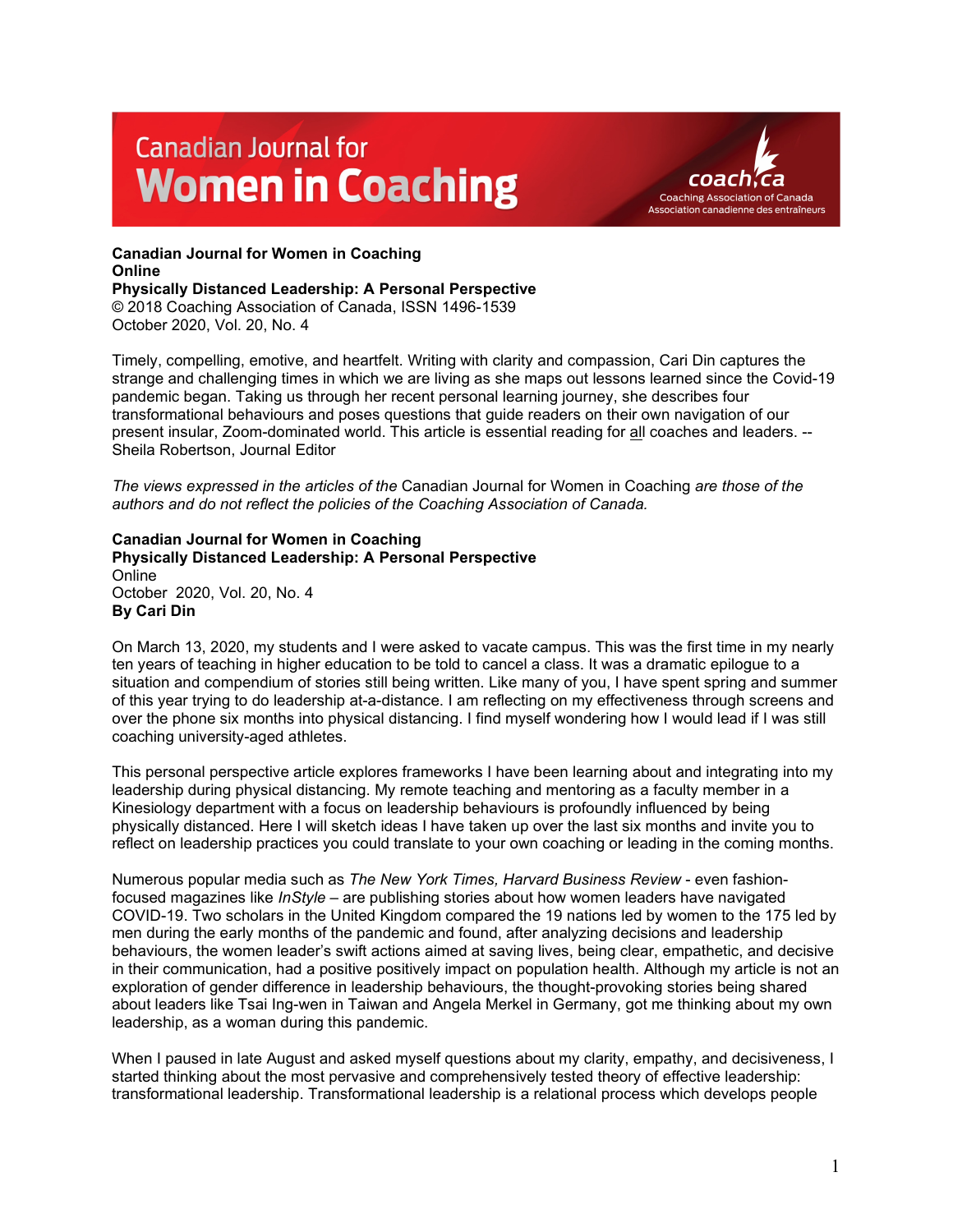# Canadian Journal for Women in Coaching

**Canadian Journal for Women in Coaching**
**Online**
**Physically Distanced Leadership: A Personal Perspective**
© 2018 Coaching Association of Canada, ISSN 1496-1539
October 2020, Vol. 20, No. 4

Timely, compelling, emotive, and heartfelt. Writing with clarity and compassion, Cari Din captures the strange and challenging times in which we are living as she maps out lessons learned since the Covid-19 pandemic began. Taking us through her recent personal learning journey, she describes four transformational behaviours and poses questions that guide readers on their own navigation of our present insular, Zoom-dominated world. This article is essential reading for all coaches and leaders. -- Sheila Robertson, Journal Editor

*The views expressed in the articles of the* Canadian Journal for Women in Coaching *are those of the authors and do not reflect the policies of the Coaching Association of Canada.*

**Canadian Journal for Women in Coaching**
**Physically Distanced Leadership: A Personal Perspective**
Online
October 2020, Vol. 20, No. 4
**By Cari Din**

On March 13, 2020, my students and I were asked to vacate campus. This was the first time in my nearly ten years of teaching in higher education to be told to cancel a class. It was a dramatic epilogue to a situation and compendium of stories still being written. Like many of you, I have spent spring and summer of this year trying to do leadership at-a-distance. I am reflecting on my effectiveness through screens and over the phone six months into physical distancing. I find myself wondering how I would lead if I was still coaching university-aged athletes.

This personal perspective article explores frameworks I have been learning about and integrating into my leadership during physical distancing. My remote teaching and mentoring as a faculty member in a Kinesiology department with a focus on leadership behaviours is profoundly influenced by being physically distanced. Here I will sketch ideas I have taken up over the last six months and invite you to reflect on leadership practices you could translate to your own coaching or leading in the coming months.

Numerous popular media such as *The New York Times, Harvard Business Review* - even fashion-focused magazines like *InStyle* – are publishing stories about how women leaders have navigated COVID-19. Two scholars in the United Kingdom compared the 19 nations led by women to the 175 led by men during the early months of the pandemic and found, after analyzing decisions and leadership behaviours, the women leader's swift actions aimed at saving lives, being clear, empathetic, and decisive in their communication, had a positive positively impact on population health. Although my article is not an exploration of gender difference in leadership behaviours, the thought-provoking stories being shared about leaders like Tsai Ing-wen in Taiwan and Angela Merkel in Germany, got me thinking about my own leadership, as a woman during this pandemic.

When I paused in late August and asked myself questions about my clarity, empathy, and decisiveness, I started thinking about the most pervasive and comprehensively tested theory of effective leadership: transformational leadership. Transformational leadership is a relational process which develops people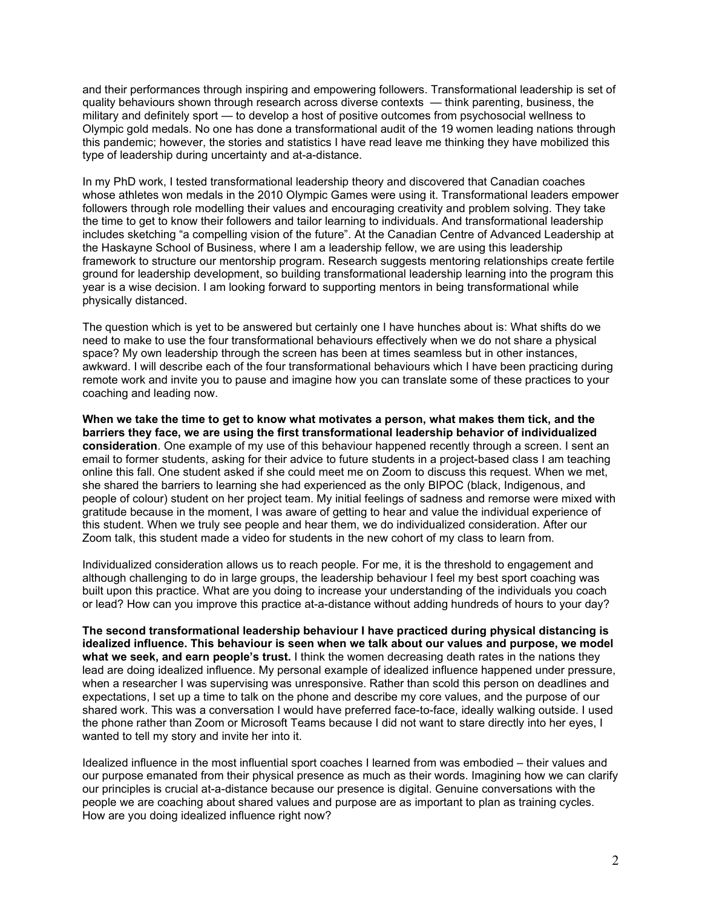and their performances through inspiring and empowering followers. Transformational leadership is set of quality behaviours shown through research across diverse contexts — think parenting, business, the military and definitely sport — to develop a host of positive outcomes from psychosocial wellness to Olympic gold medals. No one has done a transformational audit of the 19 women leading nations through this pandemic; however, the stories and statistics I have read leave me thinking they have mobilized this type of leadership during uncertainty and at-a-distance.

In my PhD work, I tested transformational leadership theory and discovered that Canadian coaches whose athletes won medals in the 2010 Olympic Games were using it. Transformational leaders empower followers through role modelling their values and encouraging creativity and problem solving. They take the time to get to know their followers and tailor learning to individuals. And transformational leadership includes sketching "a compelling vision of the future". At the Canadian Centre of Advanced Leadership at the Haskayne School of Business, where I am a leadership fellow, we are using this leadership framework to structure our mentorship program. Research suggests mentoring relationships create fertile ground for leadership development, so building transformational leadership learning into the program this year is a wise decision. I am looking forward to supporting mentors in being transformational while physically distanced.

The question which is yet to be answered but certainly one I have hunches about is: What shifts do we need to make to use the four transformational behaviours effectively when we do not share a physical space? My own leadership through the screen has been at times seamless but in other instances, awkward. I will describe each of the four transformational behaviours which I have been practicing during remote work and invite you to pause and imagine how you can translate some of these practices to your coaching and leading now.

**When we take the time to get to know what motivates a person, what makes them tick, and the barriers they face, we are using the first transformational leadership behavior of individualized consideration**. One example of my use of this behaviour happened recently through a screen. I sent an email to former students, asking for their advice to future students in a project-based class I am teaching online this fall. One student asked if she could meet me on Zoom to discuss this request. When we met, she shared the barriers to learning she had experienced as the only BIPOC (black, Indigenous, and people of colour) student on her project team. My initial feelings of sadness and remorse were mixed with gratitude because in the moment, I was aware of getting to hear and value the individual experience of this student. When we truly see people and hear them, we do individualized consideration. After our Zoom talk, this student made a video for students in the new cohort of my class to learn from.

Individualized consideration allows us to reach people. For me, it is the threshold to engagement and although challenging to do in large groups, the leadership behaviour I feel my best sport coaching was built upon this practice. What are you doing to increase your understanding of the individuals you coach or lead? How can you improve this practice at-a-distance without adding hundreds of hours to your day?

**The second transformational leadership behaviour I have practiced during physical distancing is idealized influence. This behaviour is seen when we talk about our values and purpose, we model what we seek, and earn people's trust.** I think the women decreasing death rates in the nations they lead are doing idealized influence. My personal example of idealized influence happened under pressure, when a researcher I was supervising was unresponsive. Rather than scold this person on deadlines and expectations, I set up a time to talk on the phone and describe my core values, and the purpose of our shared work. This was a conversation I would have preferred face-to-face, ideally walking outside. I used the phone rather than Zoom or Microsoft Teams because I did not want to stare directly into her eyes, I wanted to tell my story and invite her into it.

Idealized influence in the most influential sport coaches I learned from was embodied – their values and our purpose emanated from their physical presence as much as their words. Imagining how we can clarify our principles is crucial at-a-distance because our presence is digital. Genuine conversations with the people we are coaching about shared values and purpose are as important to plan as training cycles. How are you doing idealized influence right now?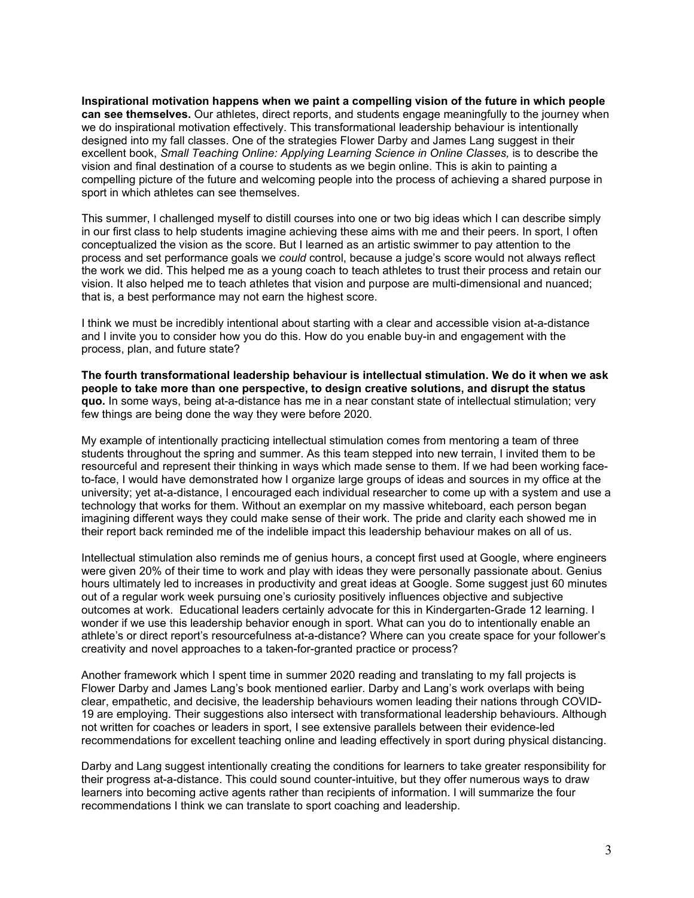**Inspirational motivation happens when we paint a compelling vision of the future in which people can see themselves.** Our athletes, direct reports, and students engage meaningfully to the journey when we do inspirational motivation effectively. This transformational leadership behaviour is intentionally designed into my fall classes. One of the strategies Flower Darby and James Lang suggest in their excellent book, *Small Teaching Online: Applying Learning Science in Online Classes,* is to describe the vision and final destination of a course to students as we begin online. This is akin to painting a compelling picture of the future and welcoming people into the process of achieving a shared purpose in sport in which athletes can see themselves.

This summer, I challenged myself to distill courses into one or two big ideas which I can describe simply in our first class to help students imagine achieving these aims with me and their peers. In sport, I often conceptualized the vision as the score. But I learned as an artistic swimmer to pay attention to the process and set performance goals we *could* control, because a judge's score would not always reflect the work we did. This helped me as a young coach to teach athletes to trust their process and retain our vision. It also helped me to teach athletes that vision and purpose are multi-dimensional and nuanced; that is, a best performance may not earn the highest score.

I think we must be incredibly intentional about starting with a clear and accessible vision at-a-distance and I invite you to consider how you do this. How do you enable buy-in and engagement with the process, plan, and future state?

**The fourth transformational leadership behaviour is intellectual stimulation. We do it when we ask people to take more than one perspective, to design creative solutions, and disrupt the status quo.** In some ways, being at-a-distance has me in a near constant state of intellectual stimulation; very few things are being done the way they were before 2020.

My example of intentionally practicing intellectual stimulation comes from mentoring a team of three students throughout the spring and summer. As this team stepped into new terrain, I invited them to be resourceful and represent their thinking in ways which made sense to them. If we had been working face-to-face, I would have demonstrated how I organize large groups of ideas and sources in my office at the university; yet at-a-distance, I encouraged each individual researcher to come up with a system and use a technology that works for them. Without an exemplar on my massive whiteboard, each person began imagining different ways they could make sense of their work. The pride and clarity each showed me in their report back reminded me of the indelible impact this leadership behaviour makes on all of us.

Intellectual stimulation also reminds me of genius hours, a concept first used at Google, where engineers were given 20% of their time to work and play with ideas they were personally passionate about. Genius hours ultimately led to increases in productivity and great ideas at Google. Some suggest just 60 minutes out of a regular work week pursuing one's curiosity positively influences objective and subjective outcomes at work. Educational leaders certainly advocate for this in Kindergarten-Grade 12 learning. I wonder if we use this leadership behavior enough in sport. What can you do to intentionally enable an athlete's or direct report's resourcefulness at-a-distance? Where can you create space for your follower's creativity and novel approaches to a taken-for-granted practice or process?

Another framework which I spent time in summer 2020 reading and translating to my fall projects is Flower Darby and James Lang's book mentioned earlier. Darby and Lang's work overlaps with being clear, empathetic, and decisive, the leadership behaviours women leading their nations through COVID-19 are employing. Their suggestions also intersect with transformational leadership behaviours. Although not written for coaches or leaders in sport, I see extensive parallels between their evidence-led recommendations for excellent teaching online and leading effectively in sport during physical distancing.

Darby and Lang suggest intentionally creating the conditions for learners to take greater responsibility for their progress at-a-distance. This could sound counter-intuitive, but they offer numerous ways to draw learners into becoming active agents rather than recipients of information. I will summarize the four recommendations I think we can translate to sport coaching and leadership.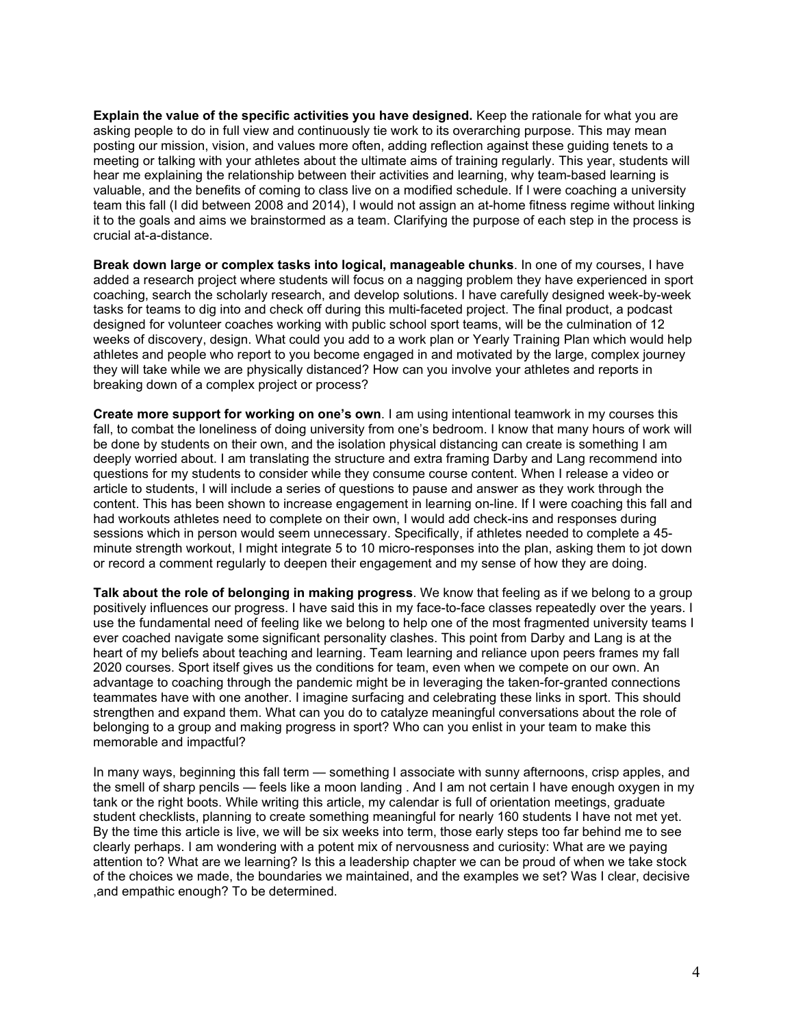**Explain the value of the specific activities you have designed.** Keep the rationale for what you are asking people to do in full view and continuously tie work to its overarching purpose. This may mean posting our mission, vision, and values more often, adding reflection against these guiding tenets to a meeting or talking with your athletes about the ultimate aims of training regularly. This year, students will hear me explaining the relationship between their activities and learning, why team-based learning is valuable, and the benefits of coming to class live on a modified schedule. If I were coaching a university team this fall (I did between 2008 and 2014), I would not assign an at-home fitness regime without linking it to the goals and aims we brainstormed as a team. Clarifying the purpose of each step in the process is crucial at-a-distance.

**Break down large or complex tasks into logical, manageable chunks**. In one of my courses, I have added a research project where students will focus on a nagging problem they have experienced in sport coaching, search the scholarly research, and develop solutions. I have carefully designed week-by-week tasks for teams to dig into and check off during this multi-faceted project. The final product, a podcast designed for volunteer coaches working with public school sport teams, will be the culmination of 12 weeks of discovery, design. What could you add to a work plan or Yearly Training Plan which would help athletes and people who report to you become engaged in and motivated by the large, complex journey they will take while we are physically distanced? How can you involve your athletes and reports in breaking down of a complex project or process?

**Create more support for working on one's own**. I am using intentional teamwork in my courses this fall, to combat the loneliness of doing university from one's bedroom. I know that many hours of work will be done by students on their own, and the isolation physical distancing can create is something I am deeply worried about. I am translating the structure and extra framing Darby and Lang recommend into questions for my students to consider while they consume course content. When I release a video or article to students, I will include a series of questions to pause and answer as they work through the content. This has been shown to increase engagement in learning on-line. If I were coaching this fall and had workouts athletes need to complete on their own, I would add check-ins and responses during sessions which in person would seem unnecessary. Specifically, if athletes needed to complete a 45-minute strength workout, I might integrate 5 to 10 micro-responses into the plan, asking them to jot down or record a comment regularly to deepen their engagement and my sense of how they are doing.

**Talk about the role of belonging in making progress**. We know that feeling as if we belong to a group positively influences our progress. I have said this in my face-to-face classes repeatedly over the years. I use the fundamental need of feeling like we belong to help one of the most fragmented university teams I ever coached navigate some significant personality clashes. This point from Darby and Lang is at the heart of my beliefs about teaching and learning. Team learning and reliance upon peers frames my fall 2020 courses. Sport itself gives us the conditions for team, even when we compete on our own. An advantage to coaching through the pandemic might be in leveraging the taken-for-granted connections teammates have with one another. I imagine surfacing and celebrating these links in sport. This should strengthen and expand them. What can you do to catalyze meaningful conversations about the role of belonging to a group and making progress in sport? Who can you enlist in your team to make this memorable and impactful?

In many ways, beginning this fall term — something I associate with sunny afternoons, crisp apples, and the smell of sharp pencils — feels like a moon landing . And I am not certain I have enough oxygen in my tank or the right boots. While writing this article, my calendar is full of orientation meetings, graduate student checklists, planning to create something meaningful for nearly 160 students I have not met yet. By the time this article is live, we will be six weeks into term, those early steps too far behind me to see clearly perhaps. I am wondering with a potent mix of nervousness and curiosity: What are we paying attention to? What are we learning? Is this a leadership chapter we can be proud of when we take stock of the choices we made, the boundaries we maintained, and the examples we set? Was I clear, decisive ,and empathic enough? To be determined.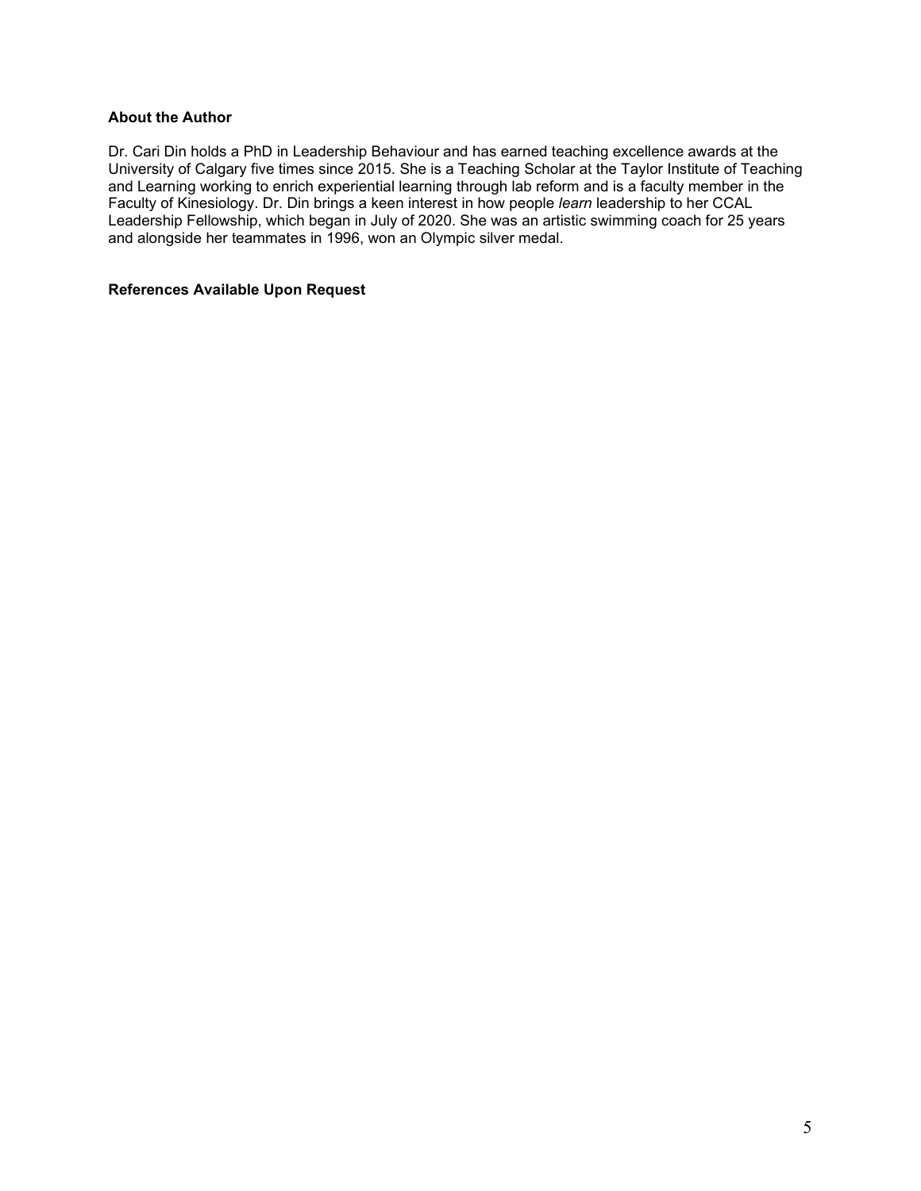**About the Author**

Dr. Cari Din holds a PhD in Leadership Behaviour and has earned teaching excellence awards at the University of Calgary five times since 2015. She is a Teaching Scholar at the Taylor Institute of Teaching and Learning working to enrich experiential learning through lab reform and is a faculty member in the Faculty of Kinesiology. Dr. Din brings a keen interest in how people *learn* leadership to her CCAL Leadership Fellowship, which began in July of 2020. She was an artistic swimming coach for 25 years and alongside her teammates in 1996, won an Olympic silver medal.

**References Available Upon Request**